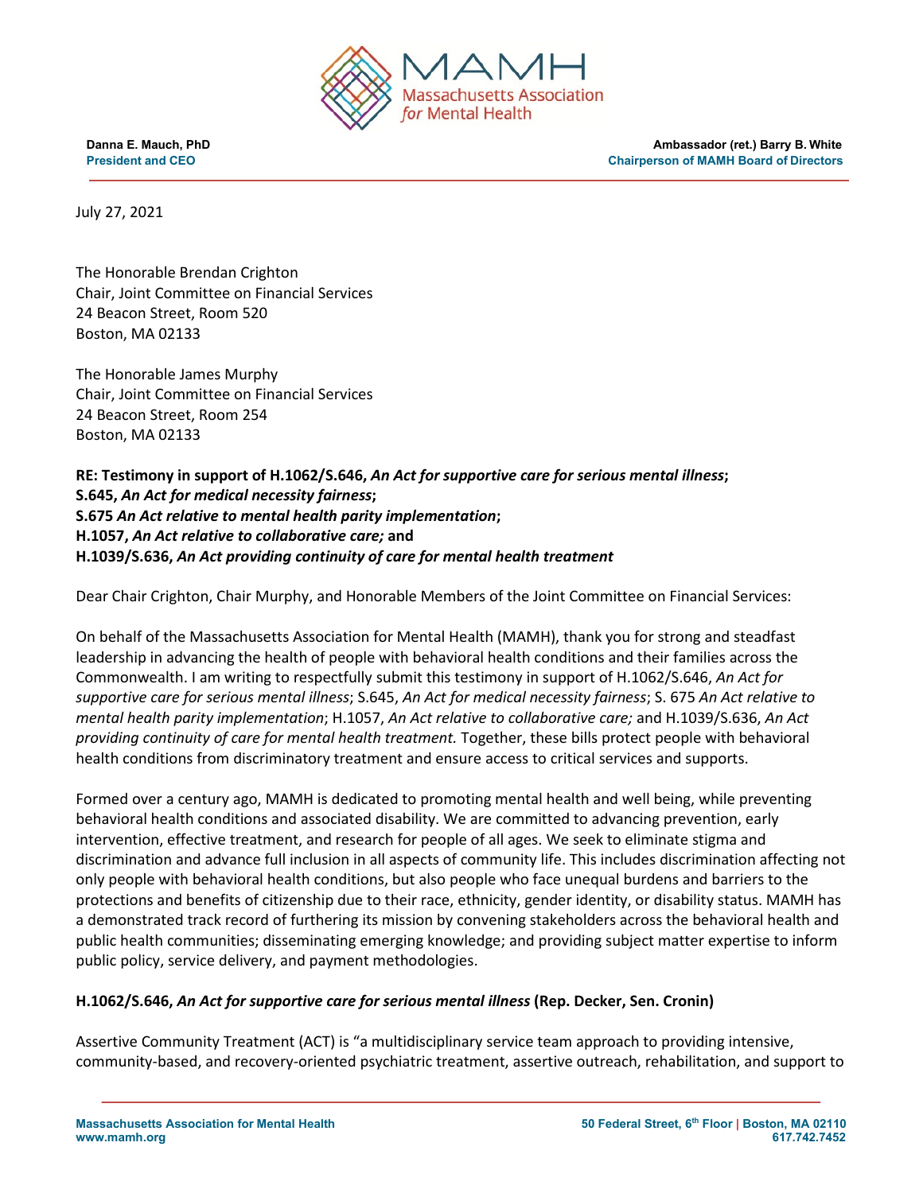**MAMH**
Massachusetts Association *for* Mental Health

**Danna E. Mauch, PhD**
**President and CEO**

**Ambassador (ret.) Barry B. White**
**Chairperson of MAMH Board of Directors**

July 27, 2021

The Honorable Brendan Crighton
Chair, Joint Committee on Financial Services
24 Beacon Street, Room 520
Boston, MA 02133

The Honorable James Murphy
Chair, Joint Committee on Financial Services
24 Beacon Street, Room 254
Boston, MA 02133

**RE: Testimony in support of H.1062/S.646, *An Act for supportive care for serious mental illness*;**
**S.645, *An Act for medical necessity fairness*;**
**S.675 *An Act relative to mental health parity implementation*;**
**H.1057, *An Act relative to collaborative care;* and**
**H.1039/S.636, *An Act providing continuity of care for mental health treatment***

Dear Chair Crighton, Chair Murphy, and Honorable Members of the Joint Committee on Financial Services:

On behalf of the Massachusetts Association for Mental Health (MAMH), thank you for strong and steadfast leadership in advancing the health of people with behavioral health conditions and their families across the Commonwealth. I am writing to respectfully submit this testimony in support of H.1062/S.646, *An Act for supportive care for serious mental illness*; S.645, *An Act for medical necessity fairness*; S. 675 *An Act relative to mental health parity implementation*; H.1057, *An Act relative to collaborative care;* and H.1039/S.636, *An Act providing continuity of care for mental health treatment.* Together, these bills protect people with behavioral health conditions from discriminatory treatment and ensure access to critical services and supports.

Formed over a century ago, MAMH is dedicated to promoting mental health and well being, while preventing behavioral health conditions and associated disability. We are committed to advancing prevention, early intervention, effective treatment, and research for people of all ages. We seek to eliminate stigma and discrimination and advance full inclusion in all aspects of community life. This includes discrimination affecting not only people with behavioral health conditions, but also people who face unequal burdens and barriers to the protections and benefits of citizenship due to their race, ethnicity, gender identity, or disability status. MAMH has a demonstrated track record of furthering its mission by convening stakeholders across the behavioral health and public health communities; disseminating emerging knowledge; and providing subject matter expertise to inform public policy, service delivery, and payment methodologies.

### H.1062/S.646, *An Act for supportive care for serious mental illness* (Rep. Decker, Sen. Cronin)

Assertive Community Treatment (ACT) is "a multidisciplinary service team approach to providing intensive, community-based, and recovery-oriented psychiatric treatment, assertive outreach, rehabilitation, and support to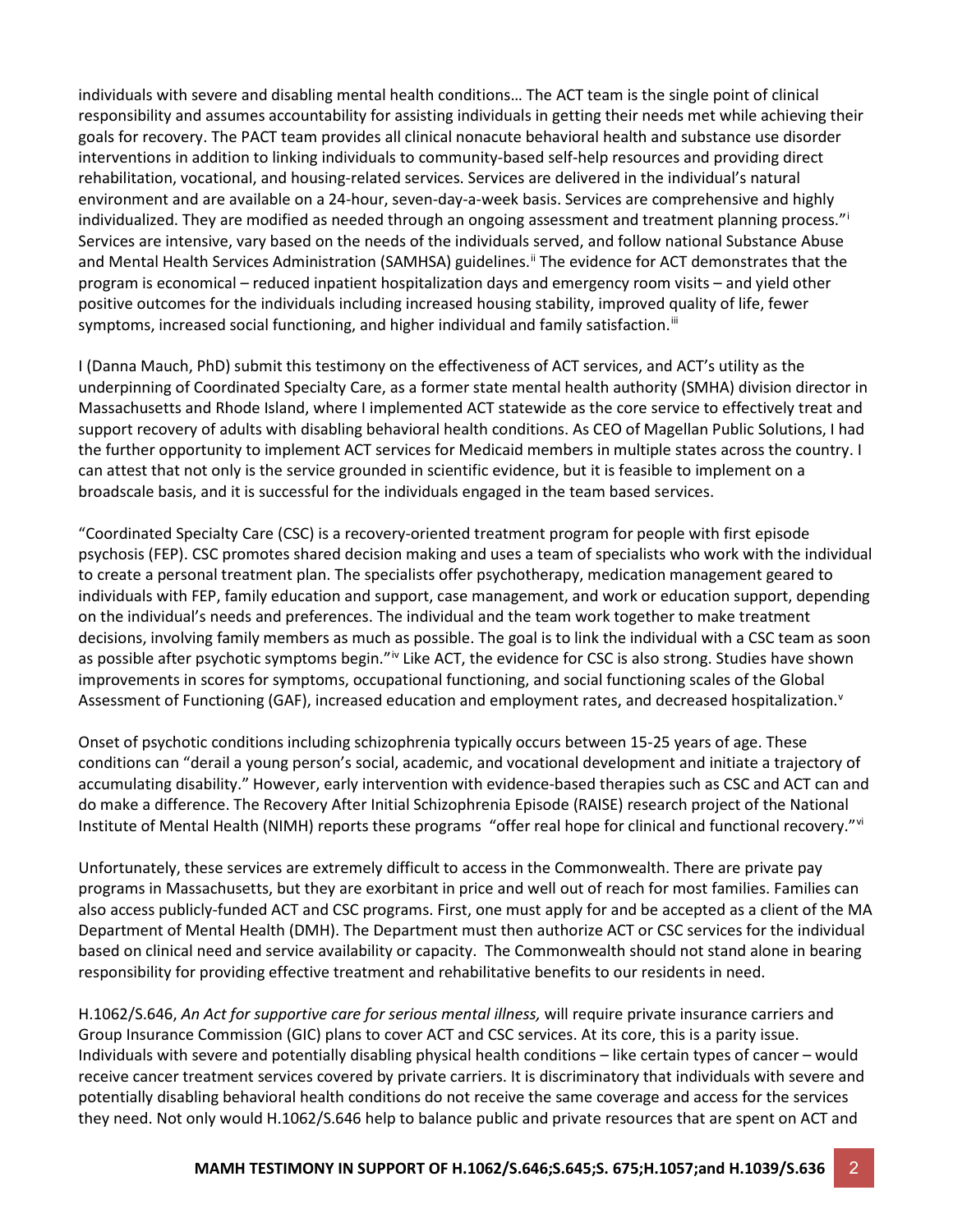individuals with severe and disabling mental health conditions… The ACT team is the single point of clinical responsibility and assumes accountability for assisting individuals in getting their needs met while achieving their goals for recovery. The PACT team provides all clinical nonacute behavioral health and substance use disorder interventions in addition to linking individuals to community-based self-help resources and providing direct rehabilitation, vocational, and housing-related services. Services are delivered in the individual's natural environment and are available on a 24-hour, seven-day-a-week basis. Services are comprehensive and highly individualized. They are modified as needed through an ongoing assessment and treatment planning process."[i] Services are intensive, vary based on the needs of the individuals served, and follow national Substance Abuse and Mental Health Services Administration (SAMHSA) guidelines.[ii] The evidence for ACT demonstrates that the program is economical – reduced inpatient hospitalization days and emergency room visits – and yield other positive outcomes for the individuals including increased housing stability, improved quality of life, fewer symptoms, increased social functioning, and higher individual and family satisfaction.[iii]

I (Danna Mauch, PhD) submit this testimony on the effectiveness of ACT services, and ACT's utility as the underpinning of Coordinated Specialty Care, as a former state mental health authority (SMHA) division director in Massachusetts and Rhode Island, where I implemented ACT statewide as the core service to effectively treat and support recovery of adults with disabling behavioral health conditions. As CEO of Magellan Public Solutions, I had the further opportunity to implement ACT services for Medicaid members in multiple states across the country. I can attest that not only is the service grounded in scientific evidence, but it is feasible to implement on a broadscale basis, and it is successful for the individuals engaged in the team based services.

"Coordinated Specialty Care (CSC) is a recovery-oriented treatment program for people with first episode psychosis (FEP). CSC promotes shared decision making and uses a team of specialists who work with the individual to create a personal treatment plan. The specialists offer psychotherapy, medication management geared to individuals with FEP, family education and support, case management, and work or education support, depending on the individual's needs and preferences. The individual and the team work together to make treatment decisions, involving family members as much as possible. The goal is to link the individual with a CSC team as soon as possible after psychotic symptoms begin."[iv] Like ACT, the evidence for CSC is also strong. Studies have shown improvements in scores for symptoms, occupational functioning, and social functioning scales of the Global Assessment of Functioning (GAF), increased education and employment rates, and decreased hospitalization.[v]

Onset of psychotic conditions including schizophrenia typically occurs between 15-25 years of age. These conditions can "derail a young person's social, academic, and vocational development and initiate a trajectory of accumulating disability." However, early intervention with evidence-based therapies such as CSC and ACT can and do make a difference. The Recovery After Initial Schizophrenia Episode (RAISE) research project of the National Institute of Mental Health (NIMH) reports these programs "offer real hope for clinical and functional recovery."[vi]

Unfortunately, these services are extremely difficult to access in the Commonwealth. There are private pay programs in Massachusetts, but they are exorbitant in price and well out of reach for most families. Families can also access publicly-funded ACT and CSC programs. First, one must apply for and be accepted as a client of the MA Department of Mental Health (DMH). The Department must then authorize ACT or CSC services for the individual based on clinical need and service availability or capacity. The Commonwealth should not stand alone in bearing responsibility for providing effective treatment and rehabilitative benefits to our residents in need.

H.1062/S.646, *An Act for supportive care for serious mental illness,* will require private insurance carriers and Group Insurance Commission (GIC) plans to cover ACT and CSC services. At its core, this is a parity issue. Individuals with severe and potentially disabling physical health conditions – like certain types of cancer – would receive cancer treatment services covered by private carriers. It is discriminatory that individuals with severe and potentially disabling behavioral health conditions do not receive the same coverage and access for the services they need. Not only would H.1062/S.646 help to balance public and private resources that are spent on ACT and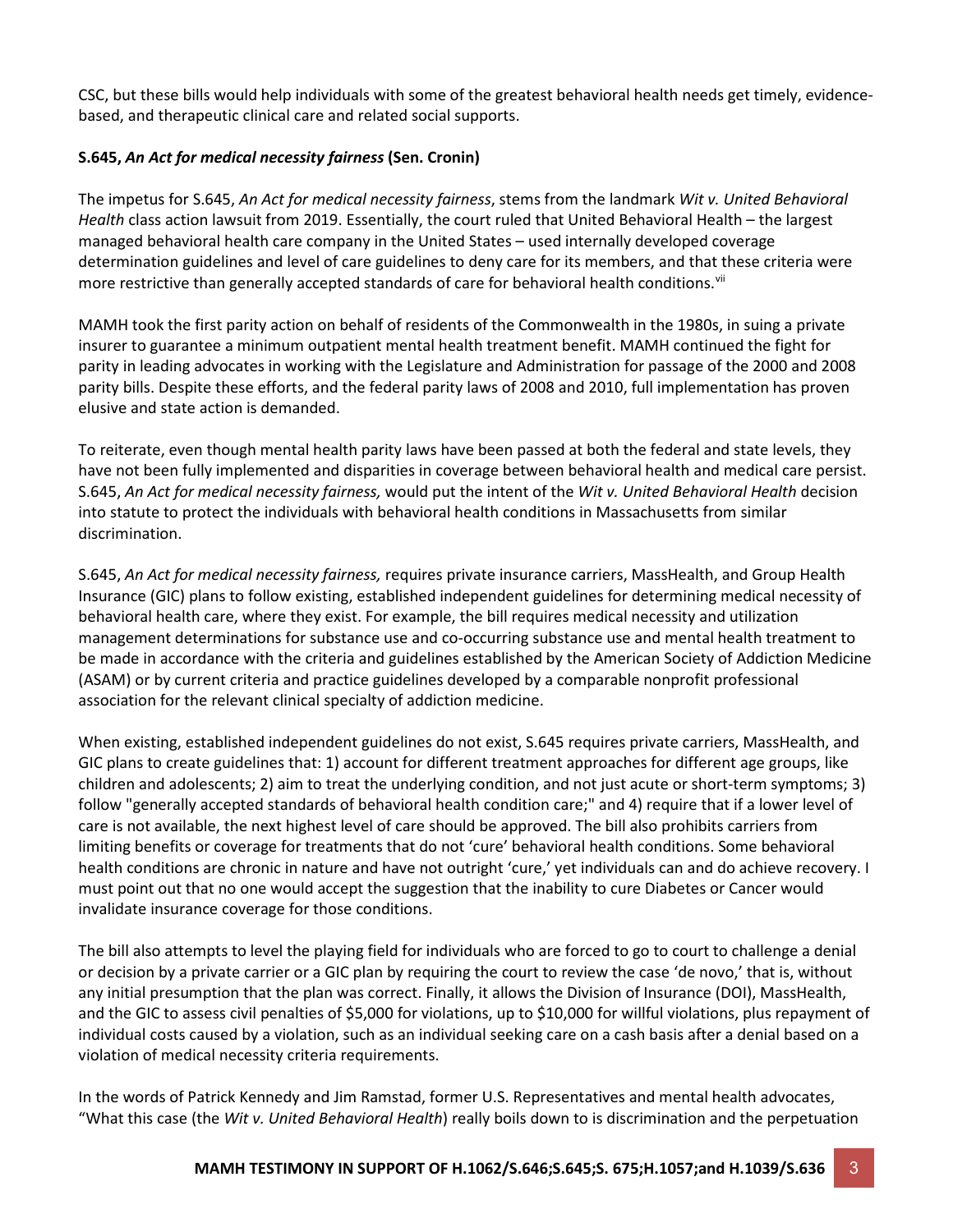CSC, but these bills would help individuals with some of the greatest behavioral health needs get timely, evidence-based, and therapeutic clinical care and related social supports.

**S.645, *An Act for medical necessity fairness* (Sen. Cronin)**

The impetus for S.645, *An Act for medical necessity fairness*, stems from the landmark *Wit v. United Behavioral Health* class action lawsuit from 2019. Essentially, the court ruled that United Behavioral Health – the largest managed behavioral health care company in the United States – used internally developed coverage determination guidelines and level of care guidelines to deny care for its members, and that these criteria were more restrictive than generally accepted standards of care for behavioral health conditions.[vii]

MAMH took the first parity action on behalf of residents of the Commonwealth in the 1980s, in suing a private insurer to guarantee a minimum outpatient mental health treatment benefit. MAMH continued the fight for parity in leading advocates in working with the Legislature and Administration for passage of the 2000 and 2008 parity bills. Despite these efforts, and the federal parity laws of 2008 and 2010, full implementation has proven elusive and state action is demanded.

To reiterate, even though mental health parity laws have been passed at both the federal and state levels, they have not been fully implemented and disparities in coverage between behavioral health and medical care persist. S.645, *An Act for medical necessity fairness,* would put the intent of the *Wit v. United Behavioral Health* decision into statute to protect the individuals with behavioral health conditions in Massachusetts from similar discrimination.

S.645, *An Act for medical necessity fairness,* requires private insurance carriers, MassHealth, and Group Health Insurance (GIC) plans to follow existing, established independent guidelines for determining medical necessity of behavioral health care, where they exist. For example, the bill requires medical necessity and utilization management determinations for substance use and co-occurring substance use and mental health treatment to be made in accordance with the criteria and guidelines established by the American Society of Addiction Medicine (ASAM) or by current criteria and practice guidelines developed by a comparable nonprofit professional association for the relevant clinical specialty of addiction medicine.

When existing, established independent guidelines do not exist, S.645 requires private carriers, MassHealth, and GIC plans to create guidelines that: 1) account for different treatment approaches for different age groups, like children and adolescents; 2) aim to treat the underlying condition, and not just acute or short-term symptoms; 3) follow "generally accepted standards of behavioral health condition care;" and 4) require that if a lower level of care is not available, the next highest level of care should be approved. The bill also prohibits carriers from limiting benefits or coverage for treatments that do not 'cure' behavioral health conditions. Some behavioral health conditions are chronic in nature and have not outright 'cure,' yet individuals can and do achieve recovery. I must point out that no one would accept the suggestion that the inability to cure Diabetes or Cancer would invalidate insurance coverage for those conditions.

The bill also attempts to level the playing field for individuals who are forced to go to court to challenge a denial or decision by a private carrier or a GIC plan by requiring the court to review the case 'de novo,' that is, without any initial presumption that the plan was correct. Finally, it allows the Division of Insurance (DOI), MassHealth, and the GIC to assess civil penalties of $5,000 for violations, up to $10,000 for willful violations, plus repayment of individual costs caused by a violation, such as an individual seeking care on a cash basis after a denial based on a violation of medical necessity criteria requirements.

In the words of Patrick Kennedy and Jim Ramstad, former U.S. Representatives and mental health advocates, "What this case (the *Wit v. United Behavioral Health*) really boils down to is discrimination and the perpetuation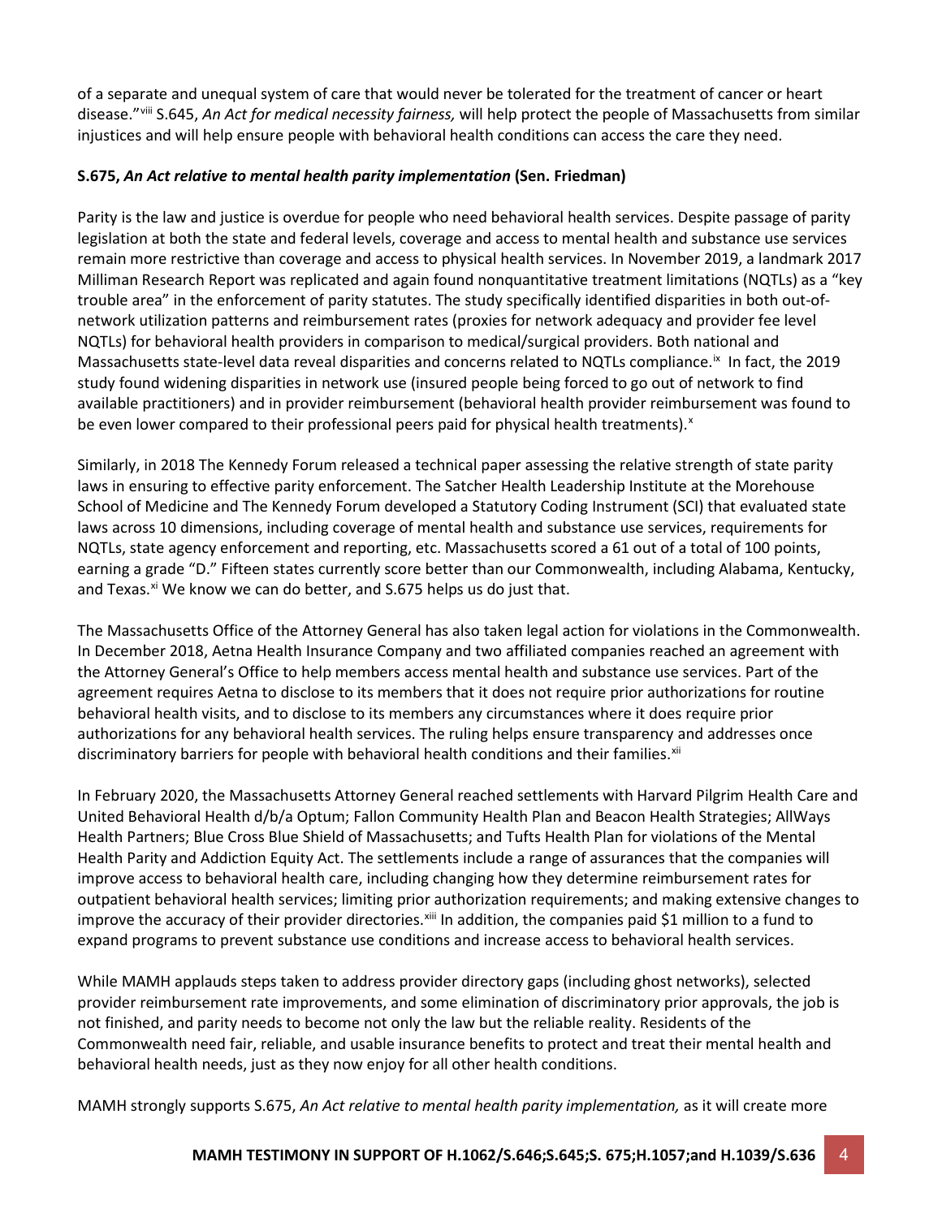of a separate and unequal system of care that would never be tolerated for the treatment of cancer or heart disease."[viii] S.645, *An Act for medical necessity fairness,* will help protect the people of Massachusetts from similar injustices and will help ensure people with behavioral health conditions can access the care they need.

**S.675, *An Act relative to mental health parity implementation* (Sen. Friedman)**

Parity is the law and justice is overdue for people who need behavioral health services. Despite passage of parity legislation at both the state and federal levels, coverage and access to mental health and substance use services remain more restrictive than coverage and access to physical health services. In November 2019, a landmark 2017 Milliman Research Report was replicated and again found nonquantitative treatment limitations (NQTLs) as a "key trouble area" in the enforcement of parity statutes. The study specifically identified disparities in both out-of-network utilization patterns and reimbursement rates (proxies for network adequacy and provider fee level NQTLs) for behavioral health providers in comparison to medical/surgical providers. Both national and Massachusetts state-level data reveal disparities and concerns related to NQTLs compliance.[ix] In fact, the 2019 study found widening disparities in network use (insured people being forced to go out of network to find available practitioners) and in provider reimbursement (behavioral health provider reimbursement was found to be even lower compared to their professional peers paid for physical health treatments).[x]

Similarly, in 2018 The Kennedy Forum released a technical paper assessing the relative strength of state parity laws in ensuring to effective parity enforcement. The Satcher Health Leadership Institute at the Morehouse School of Medicine and The Kennedy Forum developed a Statutory Coding Instrument (SCI) that evaluated state laws across 10 dimensions, including coverage of mental health and substance use services, requirements for NQTLs, state agency enforcement and reporting, etc. Massachusetts scored a 61 out of a total of 100 points, earning a grade "D." Fifteen states currently score better than our Commonwealth, including Alabama, Kentucky, and Texas.[xi] We know we can do better, and S.675 helps us do just that.

The Massachusetts Office of the Attorney General has also taken legal action for violations in the Commonwealth. In December 2018, Aetna Health Insurance Company and two affiliated companies reached an agreement with the Attorney General's Office to help members access mental health and substance use services. Part of the agreement requires Aetna to disclose to its members that it does not require prior authorizations for routine behavioral health visits, and to disclose to its members any circumstances where it does require prior authorizations for any behavioral health services. The ruling helps ensure transparency and addresses once discriminatory barriers for people with behavioral health conditions and their families.[xii]

In February 2020, the Massachusetts Attorney General reached settlements with Harvard Pilgrim Health Care and United Behavioral Health d/b/a Optum; Fallon Community Health Plan and Beacon Health Strategies; AllWays Health Partners; Blue Cross Blue Shield of Massachusetts; and Tufts Health Plan for violations of the Mental Health Parity and Addiction Equity Act. The settlements include a range of assurances that the companies will improve access to behavioral health care, including changing how they determine reimbursement rates for outpatient behavioral health services; limiting prior authorization requirements; and making extensive changes to improve the accuracy of their provider directories.[xiii] In addition, the companies paid $1 million to a fund to expand programs to prevent substance use conditions and increase access to behavioral health services.

While MAMH applauds steps taken to address provider directory gaps (including ghost networks), selected provider reimbursement rate improvements, and some elimination of discriminatory prior approvals, the job is not finished, and parity needs to become not only the law but the reliable reality. Residents of the Commonwealth need fair, reliable, and usable insurance benefits to protect and treat their mental health and behavioral health needs, just as they now enjoy for all other health conditions.

MAMH strongly supports S.675, *An Act relative to mental health parity implementation,* as it will create more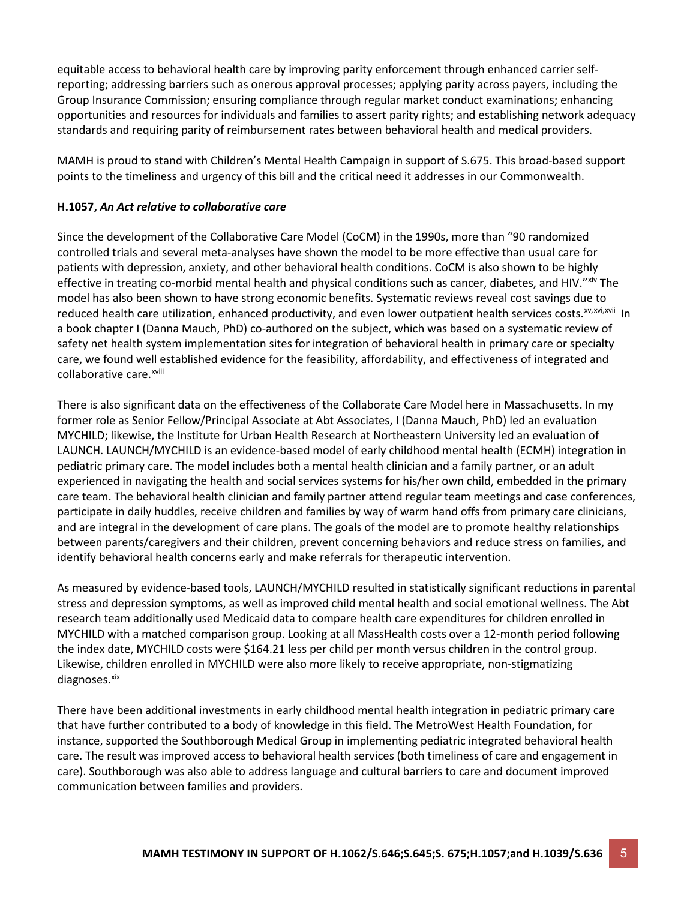equitable access to behavioral health care by improving parity enforcement through enhanced carrier self-reporting; addressing barriers such as onerous approval processes; applying parity across payers, including the Group Insurance Commission; ensuring compliance through regular market conduct examinations; enhancing opportunities and resources for individuals and families to assert parity rights; and establishing network adequacy standards and requiring parity of reimbursement rates between behavioral health and medical providers.

MAMH is proud to stand with Children's Mental Health Campaign in support of S.675. This broad-based support points to the timeliness and urgency of this bill and the critical need it addresses in our Commonwealth.

**H.1057, *An Act relative to collaborative care***

Since the development of the Collaborative Care Model (CoCM) in the 1990s, more than "90 randomized controlled trials and several meta-analyses have shown the model to be more effective than usual care for patients with depression, anxiety, and other behavioral health conditions. CoCM is also shown to be highly effective in treating co-morbid mental health and physical conditions such as cancer, diabetes, and HIV."[xiv] The model has also been shown to have strong economic benefits. Systematic reviews reveal cost savings due to reduced health care utilization, enhanced productivity, and even lower outpatient health services costs.[xv,xvi,xvii] In a book chapter I (Danna Mauch, PhD) co-authored on the subject, which was based on a systematic review of safety net health system implementation sites for integration of behavioral health in primary care or specialty care, we found well established evidence for the feasibility, affordability, and effectiveness of integrated and collaborative care.[xviii]

There is also significant data on the effectiveness of the Collaborate Care Model here in Massachusetts. In my former role as Senior Fellow/Principal Associate at Abt Associates, I (Danna Mauch, PhD) led an evaluation MYCHILD; likewise, the Institute for Urban Health Research at Northeastern University led an evaluation of LAUNCH. LAUNCH/MYCHILD is an evidence-based model of early childhood mental health (ECMH) integration in pediatric primary care. The model includes both a mental health clinician and a family partner, or an adult experienced in navigating the health and social services systems for his/her own child, embedded in the primary care team. The behavioral health clinician and family partner attend regular team meetings and case conferences, participate in daily huddles, receive children and families by way of warm hand offs from primary care clinicians, and are integral in the development of care plans. The goals of the model are to promote healthy relationships between parents/caregivers and their children, prevent concerning behaviors and reduce stress on families, and identify behavioral health concerns early and make referrals for therapeutic intervention.

As measured by evidence-based tools, LAUNCH/MYCHILD resulted in statistically significant reductions in parental stress and depression symptoms, as well as improved child mental health and social emotional wellness. The Abt research team additionally used Medicaid data to compare health care expenditures for children enrolled in MYCHILD with a matched comparison group. Looking at all MassHealth costs over a 12-month period following the index date, MYCHILD costs were $164.21 less per child per month versus children in the control group. Likewise, children enrolled in MYCHILD were also more likely to receive appropriate, non-stigmatizing diagnoses.[xix]

There have been additional investments in early childhood mental health integration in pediatric primary care that have further contributed to a body of knowledge in this field. The MetroWest Health Foundation, for instance, supported the Southborough Medical Group in implementing pediatric integrated behavioral health care. The result was improved access to behavioral health services (both timeliness of care and engagement in care). Southborough was also able to address language and cultural barriers to care and document improved communication between families and providers.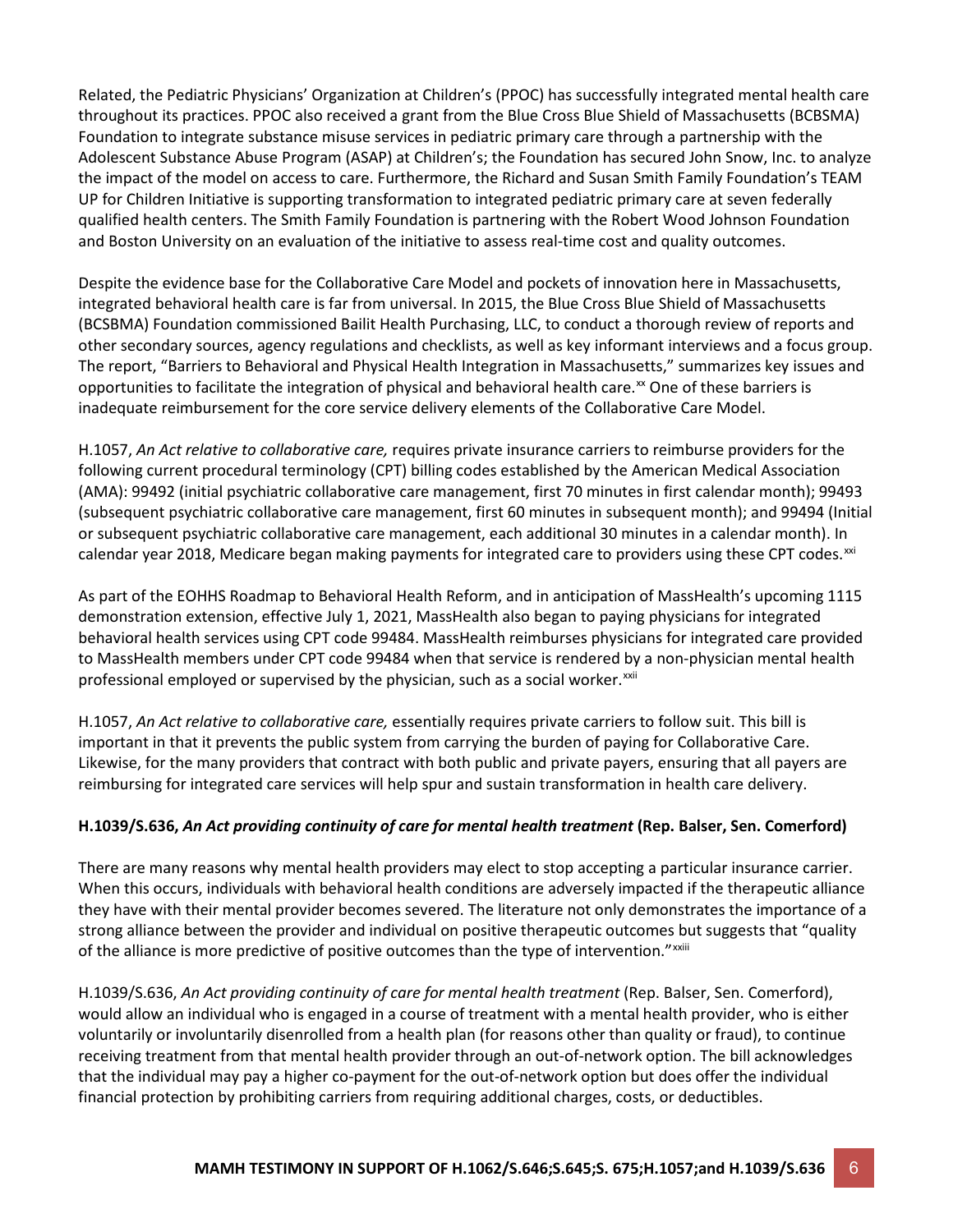Related, the Pediatric Physicians' Organization at Children's (PPOC) has successfully integrated mental health care throughout its practices. PPOC also received a grant from the Blue Cross Blue Shield of Massachusetts (BCBSMA) Foundation to integrate substance misuse services in pediatric primary care through a partnership with the Adolescent Substance Abuse Program (ASAP) at Children's; the Foundation has secured John Snow, Inc. to analyze the impact of the model on access to care. Furthermore, the Richard and Susan Smith Family Foundation's TEAM UP for Children Initiative is supporting transformation to integrated pediatric primary care at seven federally qualified health centers. The Smith Family Foundation is partnering with the Robert Wood Johnson Foundation and Boston University on an evaluation of the initiative to assess real-time cost and quality outcomes.

Despite the evidence base for the Collaborative Care Model and pockets of innovation here in Massachusetts, integrated behavioral health care is far from universal. In 2015, the Blue Cross Blue Shield of Massachusetts (BCSBMA) Foundation commissioned Bailit Health Purchasing, LLC, to conduct a thorough review of reports and other secondary sources, agency regulations and checklists, as well as key informant interviews and a focus group. The report, "Barriers to Behavioral and Physical Health Integration in Massachusetts," summarizes key issues and opportunities to facilitate the integration of physical and behavioral health care.[xx] One of these barriers is inadequate reimbursement for the core service delivery elements of the Collaborative Care Model.

H.1057, *An Act relative to collaborative care,* requires private insurance carriers to reimburse providers for the following current procedural terminology (CPT) billing codes established by the American Medical Association (AMA): 99492 (initial psychiatric collaborative care management, first 70 minutes in first calendar month); 99493 (subsequent psychiatric collaborative care management, first 60 minutes in subsequent month); and 99494 (Initial or subsequent psychiatric collaborative care management, each additional 30 minutes in a calendar month). In calendar year 2018, Medicare began making payments for integrated care to providers using these CPT codes.[xxi]

As part of the EOHHS Roadmap to Behavioral Health Reform, and in anticipation of MassHealth's upcoming 1115 demonstration extension, effective July 1, 2021, MassHealth also began to paying physicians for integrated behavioral health services using CPT code 99484. MassHealth reimburses physicians for integrated care provided to MassHealth members under CPT code 99484 when that service is rendered by a non-physician mental health professional employed or supervised by the physician, such as a social worker.[xxii]

H.1057, *An Act relative to collaborative care,* essentially requires private carriers to follow suit. This bill is important in that it prevents the public system from carrying the burden of paying for Collaborative Care. Likewise, for the many providers that contract with both public and private payers, ensuring that all payers are reimbursing for integrated care services will help spur and sustain transformation in health care delivery.

### H.1039/S.636, *An Act providing continuity of care for mental health treatment* (Rep. Balser, Sen. Comerford)

There are many reasons why mental health providers may elect to stop accepting a particular insurance carrier. When this occurs, individuals with behavioral health conditions are adversely impacted if the therapeutic alliance they have with their mental provider becomes severed. The literature not only demonstrates the importance of a strong alliance between the provider and individual on positive therapeutic outcomes but suggests that "quality of the alliance is more predictive of positive outcomes than the type of intervention."[xxiii]

H.1039/S.636, *An Act providing continuity of care for mental health treatment* (Rep. Balser, Sen. Comerford), would allow an individual who is engaged in a course of treatment with a mental health provider, who is either voluntarily or involuntarily disenrolled from a health plan (for reasons other than quality or fraud), to continue receiving treatment from that mental health provider through an out-of-network option. The bill acknowledges that the individual may pay a higher co-payment for the out-of-network option but does offer the individual financial protection by prohibiting carriers from requiring additional charges, costs, or deductibles.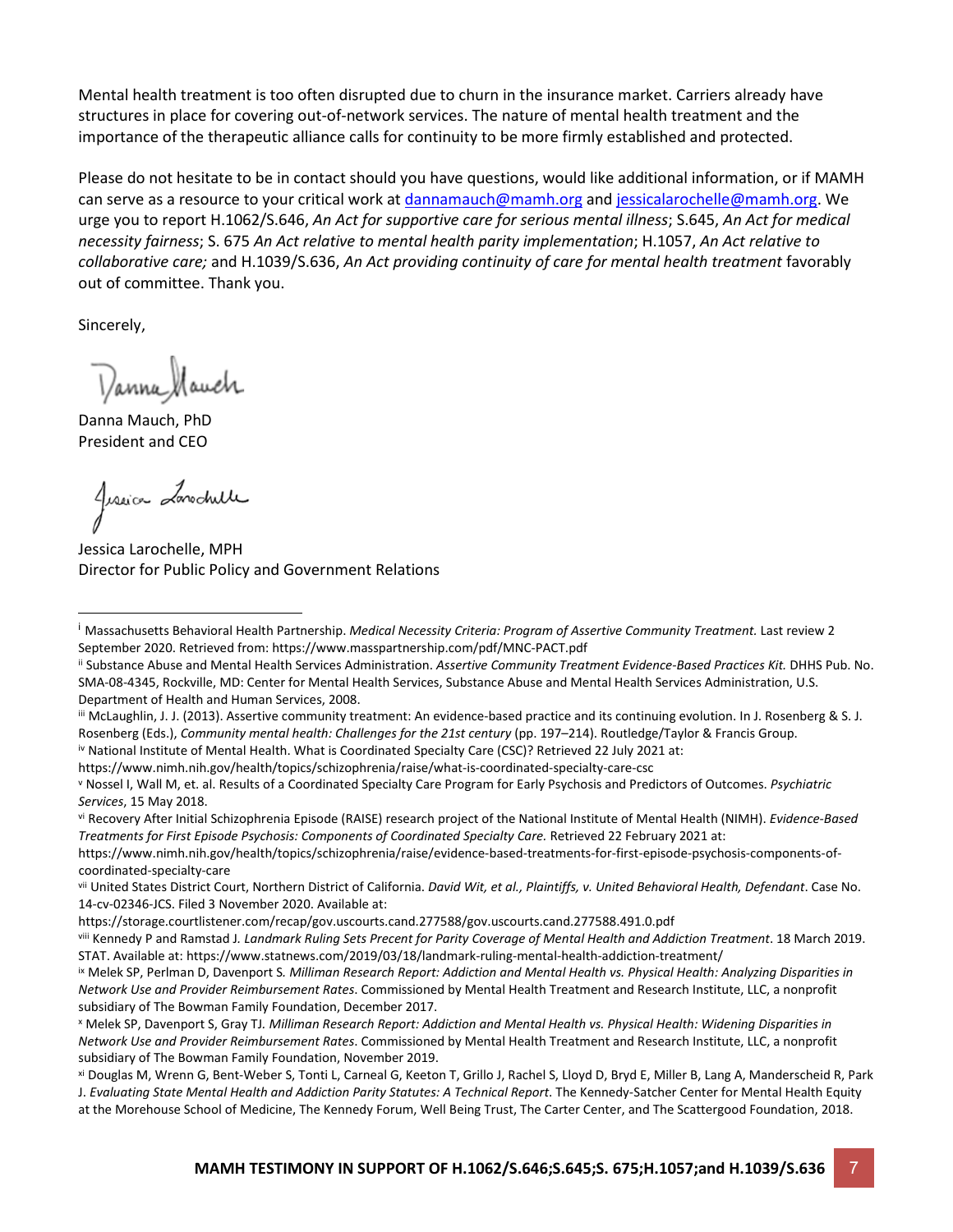Mental health treatment is too often disrupted due to churn in the insurance market. Carriers already have structures in place for covering out-of-network services. The nature of mental health treatment and the importance of the therapeutic alliance calls for continuity to be more firmly established and protected.

Please do not hesitate to be in contact should you have questions, would like additional information, or if MAMH can serve as a resource to your critical work at dannamauch@mamh.org and jessicalarochelle@mamh.org. We urge you to report H.1062/S.646, *An Act for supportive care for serious mental illness*; S.645, *An Act for medical necessity fairness*; S. 675 *An Act relative to mental health parity implementation*; H.1057, *An Act relative to collaborative care;* and H.1039/S.636, *An Act providing continuity of care for mental health treatment* favorably out of committee. Thank you.

Sincerely,

Danna Mauch, PhD
President and CEO

Jessica Larochelle, MPH
Director for Public Policy and Government Relations

---

[i] Massachusetts Behavioral Health Partnership. *Medical Necessity Criteria: Program of Assertive Community Treatment.* Last review 2 September 2020. Retrieved from: https://www.masspartnership.com/pdf/MNC-PACT.pdf

[ii] Substance Abuse and Mental Health Services Administration. *Assertive Community Treatment Evidence-Based Practices Kit.* DHHS Pub. No. SMA-08-4345, Rockville, MD: Center for Mental Health Services, Substance Abuse and Mental Health Services Administration, U.S. Department of Health and Human Services, 2008.

[iii] McLaughlin, J. J. (2013). Assertive community treatment: An evidence-based practice and its continuing evolution. In J. Rosenberg & S. J. Rosenberg (Eds.), *Community mental health: Challenges for the 21st century* (pp. 197–214). Routledge/Taylor & Francis Group.

[iv] National Institute of Mental Health. What is Coordinated Specialty Care (CSC)? Retrieved 22 July 2021 at: https://www.nimh.nih.gov/health/topics/schizophrenia/raise/what-is-coordinated-specialty-care-csc

[v] Nossel I, Wall M, et. al. Results of a Coordinated Specialty Care Program for Early Psychosis and Predictors of Outcomes. *Psychiatric Services*, 15 May 2018.

[vi] Recovery After Initial Schizophrenia Episode (RAISE) research project of the National Institute of Mental Health (NIMH). *Evidence-Based Treatments for First Episode Psychosis: Components of Coordinated Specialty Care.* Retrieved 22 February 2021 at: https://www.nimh.nih.gov/health/topics/schizophrenia/raise/evidence-based-treatments-for-first-episode-psychosis-components-of-coordinated-specialty-care

[vii] United States District Court, Northern District of California. *David Wit, et al., Plaintiffs, v. United Behavioral Health, Defendant*. Case No. 14-cv-02346-JCS. Filed 3 November 2020. Available at: https://storage.courtlistener.com/recap/gov.uscourts.cand.277588/gov.uscourts.cand.277588.491.0.pdf

[viii] Kennedy P and Ramstad J. *Landmark Ruling Sets Precent for Parity Coverage of Mental Health and Addiction Treatment*. 18 March 2019. STAT. Available at: https://www.statnews.com/2019/03/18/landmark-ruling-mental-health-addiction-treatment/

[ix] Melek SP, Perlman D, Davenport S. *Milliman Research Report: Addiction and Mental Health vs. Physical Health: Analyzing Disparities in Network Use and Provider Reimbursement Rates*. Commissioned by Mental Health Treatment and Research Institute, LLC, a nonprofit subsidiary of The Bowman Family Foundation, December 2017.

[x] Melek SP, Davenport S, Gray TJ. *Milliman Research Report: Addiction and Mental Health vs. Physical Health: Widening Disparities in Network Use and Provider Reimbursement Rates*. Commissioned by Mental Health Treatment and Research Institute, LLC, a nonprofit subsidiary of The Bowman Family Foundation, November 2019.

[xi] Douglas M, Wrenn G, Bent-Weber S, Tonti L, Carneal G, Keeton T, Grillo J, Rachel S, Lloyd D, Bryd E, Miller B, Lang A, Manderscheid R, Park J. *Evaluating State Mental Health and Addiction Parity Statutes: A Technical Report*. The Kennedy-Satcher Center for Mental Health Equity at the Morehouse School of Medicine, The Kennedy Forum, Well Being Trust, The Carter Center, and The Scattergood Foundation, 2018.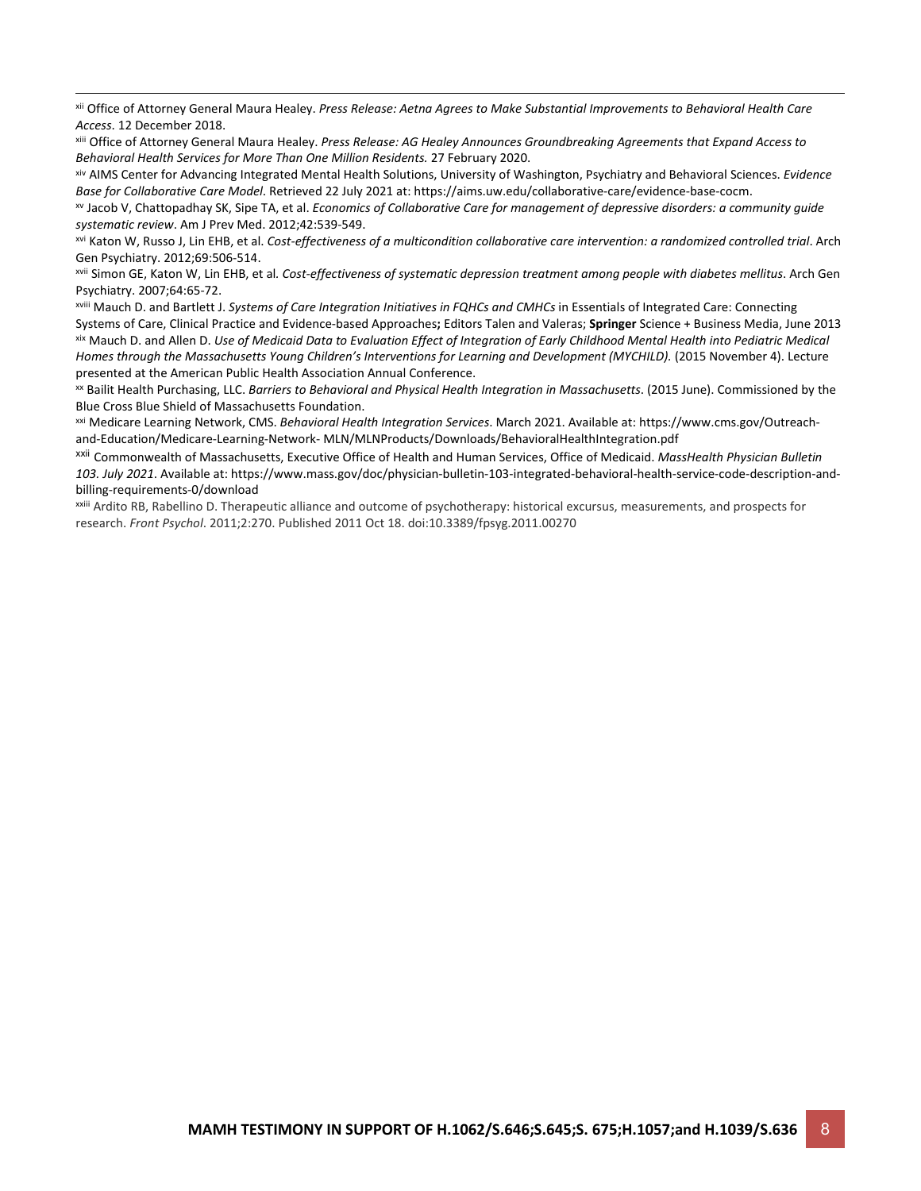[xii] Office of Attorney General Maura Healey. *Press Release: Aetna Agrees to Make Substantial Improvements to Behavioral Health Care Access*. 12 December 2018.

[xiii] Office of Attorney General Maura Healey. *Press Release: AG Healey Announces Groundbreaking Agreements that Expand Access to Behavioral Health Services for More Than One Million Residents.* 27 February 2020.

[xiv] AIMS Center for Advancing Integrated Mental Health Solutions, University of Washington, Psychiatry and Behavioral Sciences. *Evidence Base for Collaborative Care Model*. Retrieved 22 July 2021 at: https://aims.uw.edu/collaborative-care/evidence-base-cocm.

[xv] Jacob V, Chattopadhay SK, Sipe TA, et al. *Economics of Collaborative Care for management of depressive disorders: a community guide systematic review*. Am J Prev Med. 2012;42:539-549.

[xvi] Katon W, Russo J, Lin EHB, et al. *Cost-effectiveness of a multicondition collaborative care intervention: a randomized controlled trial*. Arch Gen Psychiatry. 2012;69:506-514.

[xvii] Simon GE, Katon W, Lin EHB, et al. *Cost-effectiveness of systematic depression treatment among people with diabetes mellitus*. Arch Gen Psychiatry. 2007;64:65-72.

[xviii] Mauch D. and Bartlett J. *Systems of Care Integration Initiatives in FQHCs and CMHCs* in Essentials of Integrated Care: Connecting Systems of Care, Clinical Practice and Evidence-based Approaches**;** Editors Talen and Valeras; **Springer** Science + Business Media, June 2013

[xix] Mauch D. and Allen D. *Use of Medicaid Data to Evaluation Effect of Integration of Early Childhood Mental Health into Pediatric Medical Homes through the Massachusetts Young Children's Interventions for Learning and Development (MYCHILD).* (2015 November 4). Lecture presented at the American Public Health Association Annual Conference.

[xx] Bailit Health Purchasing, LLC. *Barriers to Behavioral and Physical Health Integration in Massachusetts*. (2015 June). Commissioned by the Blue Cross Blue Shield of Massachusetts Foundation.

[xxi] Medicare Learning Network, CMS. *Behavioral Health Integration Services*. March 2021. Available at: https://www.cms.gov/Outreach-and-Education/Medicare-Learning-Network- MLN/MLNProducts/Downloads/BehavioralHealthIntegration.pdf

[xxii] Commonwealth of Massachusetts, Executive Office of Health and Human Services, Office of Medicaid. *MassHealth Physician Bulletin 103*. *July 2021*. Available at: https://www.mass.gov/doc/physician-bulletin-103-integrated-behavioral-health-service-code-description-and-billing-requirements-0/download

[xxiii] Ardito RB, Rabellino D. Therapeutic alliance and outcome of psychotherapy: historical excursus, measurements, and prospects for research. *Front Psychol*. 2011;2:270. Published 2011 Oct 18. doi:10.3389/fpsyg.2011.00270